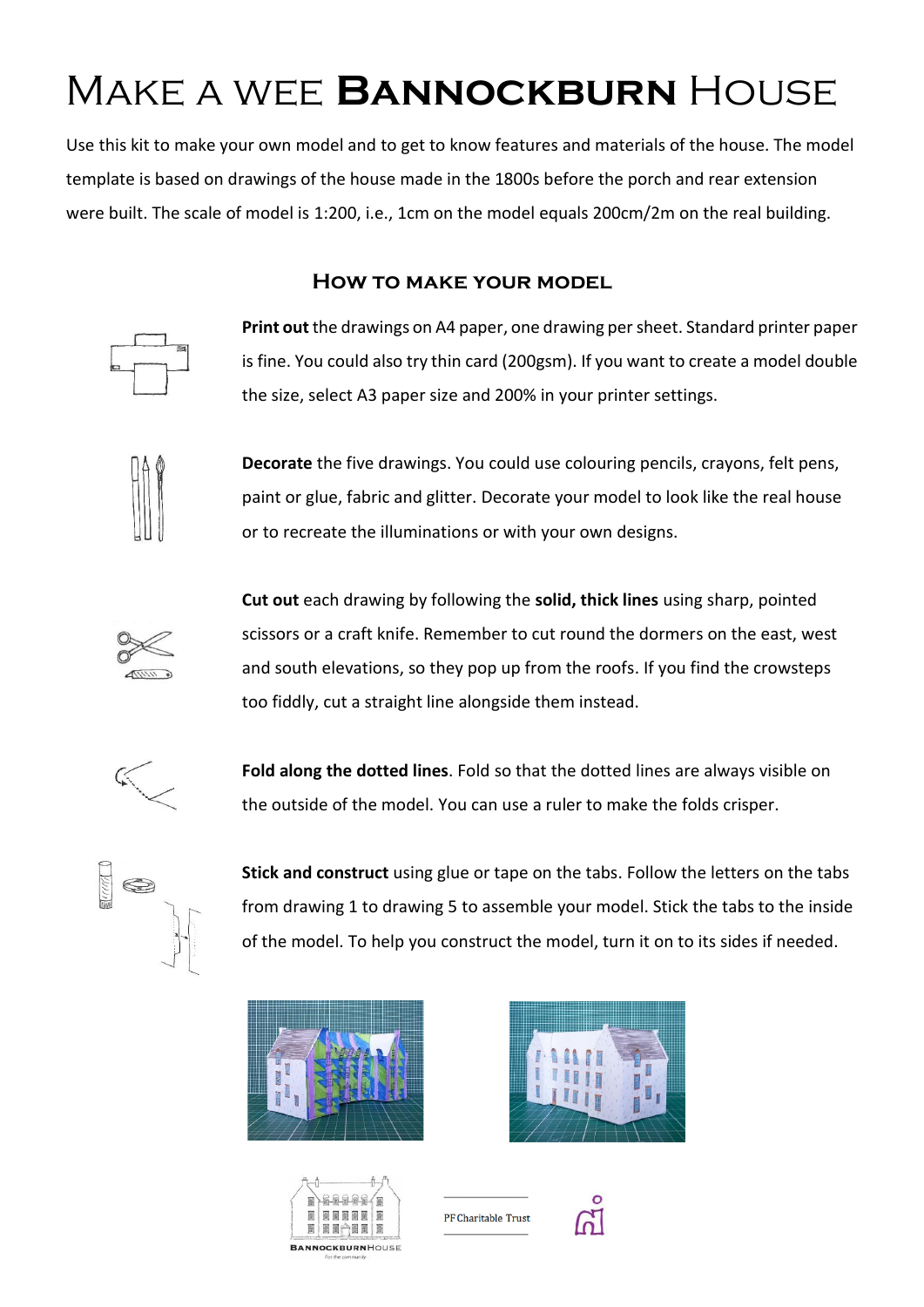# Make a wee **Bannockburn** House

Use this kit to make your own model and to get to know features and materials of the house. The model template is based on drawings of the house made in the 1800s before the porch and rear extension were built. The scale of model is 1:200, i.e., 1cm on the model equals 200cm/2m on the real building.

## How to make your model

**Print out** the drawings on A4 paper, one drawing per sheet. Standard printer paper is fine. You could also try thin card (200gsm). If you want to create a model double the size, select A3 paper size and 200% in your printer settings.

**Decorate** the five drawings. You could use colouring pencils, crayons, felt pens, paint or glue, fabric and glitter. Decorate your model to look like the real house or to recreate the illuminations or with your own designs.

**Cut out** each drawing by following the **solid, thick lines** using sharp, pointed scissors or a craft knife. Remember to cut round the dormers on the east, west and south elevations, so they pop up from the roofs. If you find the crowsteps too fiddly, cut a straight line alongside them instead.

**Fold along the dotted lines**. Fold so that the dotted lines are always visible on the outside of the model. You can use a ruler to make the folds crisper.

**Stick and construct** using glue or tape on the tabs. Follow the letters on the tabs from drawing 1 to drawing 5 to assemble your model. Stick the tabs to the inside of the model. To help you construct the model, turn it on to its sides if needed.

BANNOCKBURN HOUSE
For the community

PF Charitable Trust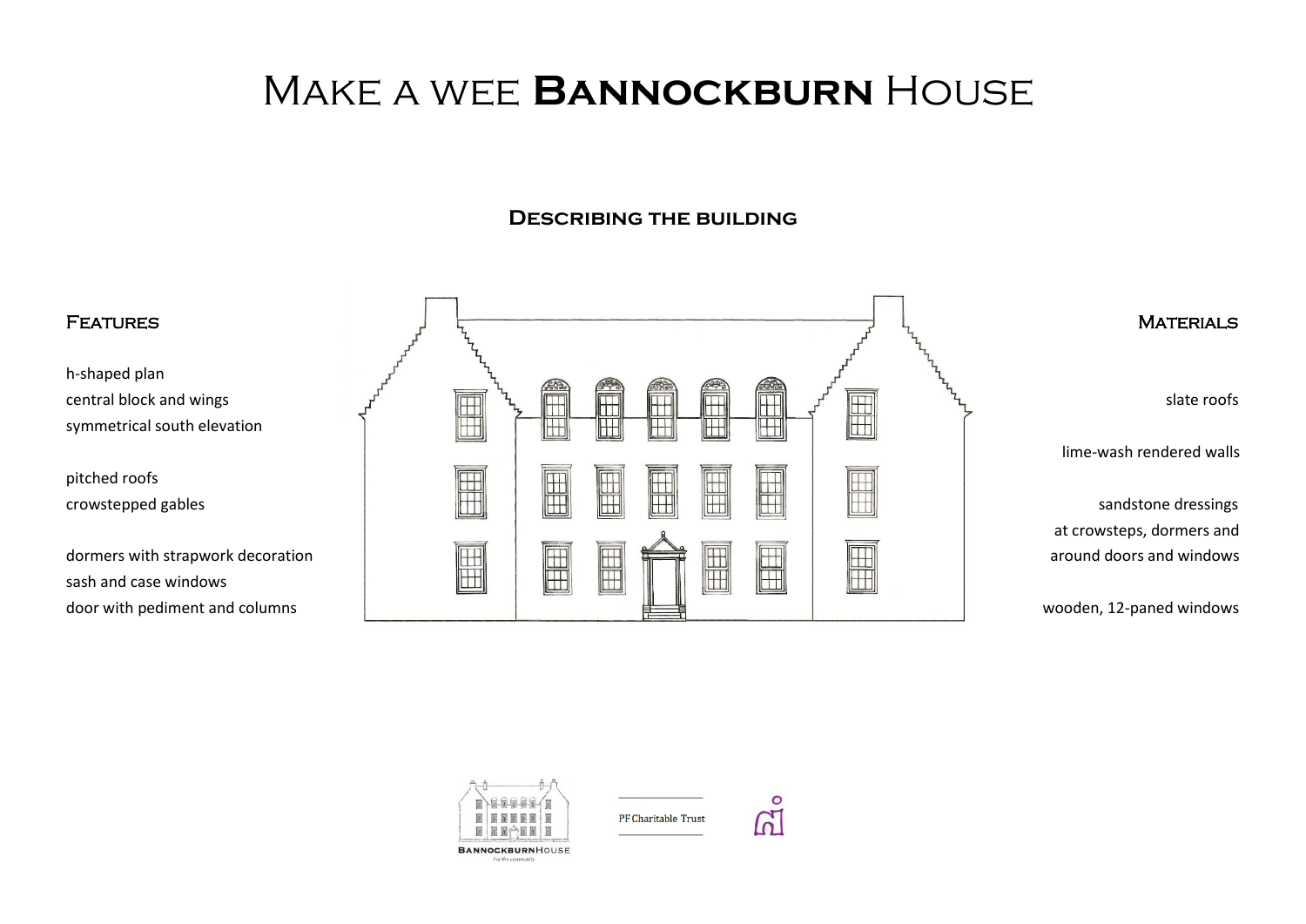# Make a wee **Bannockburn** House

## Describing the building

### Features

h-shaped plan
central block and wings
symmetrical south elevation

pitched roofs
crowstepped gables

dormers with strapwork decoration
sash and case windows
door with pediment and columns

### Materials

slate roofs

lime-wash rendered walls

sandstone dressings
at crowsteps, dormers and
around doors and windows

wooden, 12-paned windows

BANNOCKBURNHOUSE
For the community

PF Charitable Trust